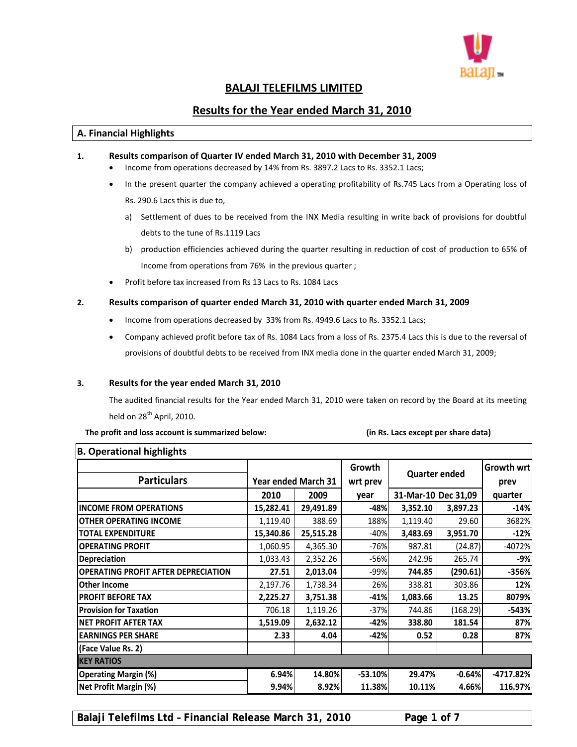# BALAJI TELEFILMS LIMITED

## Results for the Year ended March 31, 2010

### A. Financial Highlights

1. **Results comparison of Quarter IV ended March 31, 2010 with December 31, 2009**
   - Income from operations decreased by 14% from Rs. 3897.2 Lacs to Rs. 3352.1 Lacs;
   - In the present quarter the company achieved a operating profitability of Rs.745 Lacs from a Operating loss of Rs. 290.6 Lacs this is due to,
     a) Settlement of dues to be received from the INX Media resulting in write back of provisions for doubtful debts to the tune of Rs.1119 Lacs
     b) production efficiencies achieved during the quarter resulting in reduction of cost of production to 65% of Income from operations from 76% in the previous quarter ;
   - Profit before tax increased from Rs 13 Lacs to Rs. 1084 Lacs

2. **Results comparison of quarter ended March 31, 2010 with quarter ended March 31, 2009**
   - Income from operations decreased by 33% from Rs. 4949.6 Lacs to Rs. 3352.1 Lacs;
   - Company achieved profit before tax of Rs. 1084 Lacs from a loss of Rs. 2375.4 Lacs this is due to the reversal of provisions of doubtful debts to be received from INX media done in the quarter ended March 31, 2009;

3. **Results for the year ended March 31, 2010**

   The audited financial results for the Year ended March 31, 2010 were taken on record by the Board at its meeting held on 28th April, 2010.

**The profit and loss account is summarized below:** **(in Rs. Lacs except per share data)**

### B. Operational highlights

| Particulars | Year ended March 31 | | Growth wrt prev year | Quarter ended | | Growth wrt prev quarter |
|---|---|---|---|---|---|---|
| | 2010 | 2009 | | 31-Mar-10 | Dec 31,09 | |
| **INCOME FROM OPERATIONS** | **15,282.41** | **29,491.89** | **-48%** | **3,352.10** | **3,897.23** | **-14%** |
| **OTHER OPERATING INCOME** | 1,119.40 | 388.69 | 188% | 1,119.40 | 29.60 | 3682% |
| **TOTAL EXPENDITURE** | **15,340.86** | **25,515.28** | -40% | **3,483.69** | **3,951.70** | **-12%** |
| **OPERATING PROFIT** | 1,060.95 | 4,365.30 | -76% | 987.81 | (24.87) | -4072% |
| **Depreciation** | 1,033.43 | 2,352.26 | -56% | 242.96 | 265.74 | **-9%** |
| **OPERATING PROFIT AFTER DEPRECIATION** | **27.51** | **2,013.04** | **-99%** | **744.85** | **(290.61)** | **-356%** |
| **Other Income** | 2,197.76 | 1,738.34 | 26% | 338.81 | 303.86 | **12%** |
| **PROFIT BEFORE TAX** | **2,225.27** | **3,751.38** | **-41%** | **1,083.66** | **13.25** | **8079%** |
| **Provision for Taxation** | 706.18 | 1,119.26 | -37% | 744.86 | (168.29) | **-543%** |
| **NET PROFIT AFTER TAX** | **1,519.09** | **2,632.12** | **-42%** | **338.80** | **181.54** | **87%** |
| **EARNINGS PER SHARE** | **2.33** | **4.04** | **-42%** | **0.52** | **0.28** | **87%** |
| **(Face Value Rs. 2)** | | | | | | |
| **KEY RATIOS** | | | | | | |
| **Operating Margin (%)** | **6.94%** | **14.80%** | **-53.10%** | **29.47%** | **-0.64%** | **-4717.82%** |
| **Net Profit Margin (%)** | **9.94%** | **8.92%** | **11.38%** | **10.11%** | **4.66%** | **116.97%** |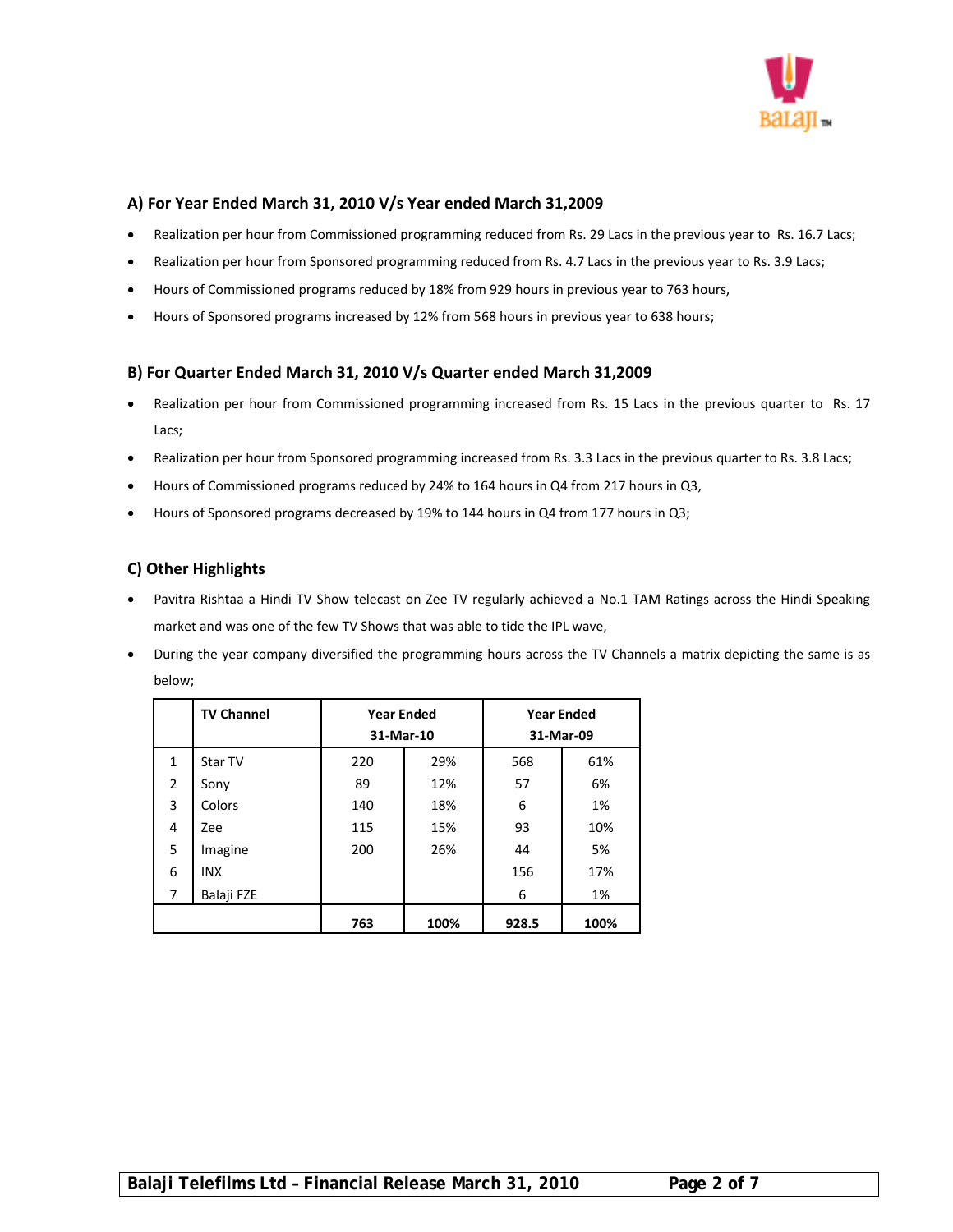### A) For Year Ended March 31, 2010 V/s Year ended March 31,2009

- Realization per hour from Commissioned programming reduced from Rs. 29 Lacs in the previous year to Rs. 16.7 Lacs;
- Realization per hour from Sponsored programming reduced from Rs. 4.7 Lacs in the previous year to Rs. 3.9 Lacs;
- Hours of Commissioned programs reduced by 18% from 929 hours in previous year to 763 hours,
- Hours of Sponsored programs increased by 12% from 568 hours in previous year to 638 hours;

### B) For Quarter Ended March 31, 2010 V/s Quarter ended March 31,2009

- Realization per hour from Commissioned programming increased from Rs. 15 Lacs in the previous quarter to Rs. 17 Lacs;
- Realization per hour from Sponsored programming increased from Rs. 3.3 Lacs in the previous quarter to Rs. 3.8 Lacs;
- Hours of Commissioned programs reduced by 24% to 164 hours in Q4 from 217 hours in Q3,
- Hours of Sponsored programs decreased by 19% to 144 hours in Q4 from 177 hours in Q3;

### C) Other Highlights

- Pavitra Rishtaa a Hindi TV Show telecast on Zee TV regularly achieved a No.1 TAM Ratings across the Hindi Speaking market and was one of the few TV Shows that was able to tide the IPL wave,
- During the year company diversified the programming hours across the TV Channels a matrix depicting the same is as below;

| | TV Channel | Year Ended 31-Mar-10 | | Year Ended 31-Mar-09 | |
|---|---|---|---|---|---|
| 1 | Star TV | 220 | 29% | 568 | 61% |
| 2 | Sony | 89 | 12% | 57 | 6% |
| 3 | Colors | 140 | 18% | 6 | 1% |
| 4 | Zee | 115 | 15% | 93 | 10% |
| 5 | Imagine | 200 | 26% | 44 | 5% |
| 6 | INX | | | 156 | 17% |
| 7 | Balaji FZE | | | 6 | 1% |
| | | **763** | **100%** | **928.5** | **100%** |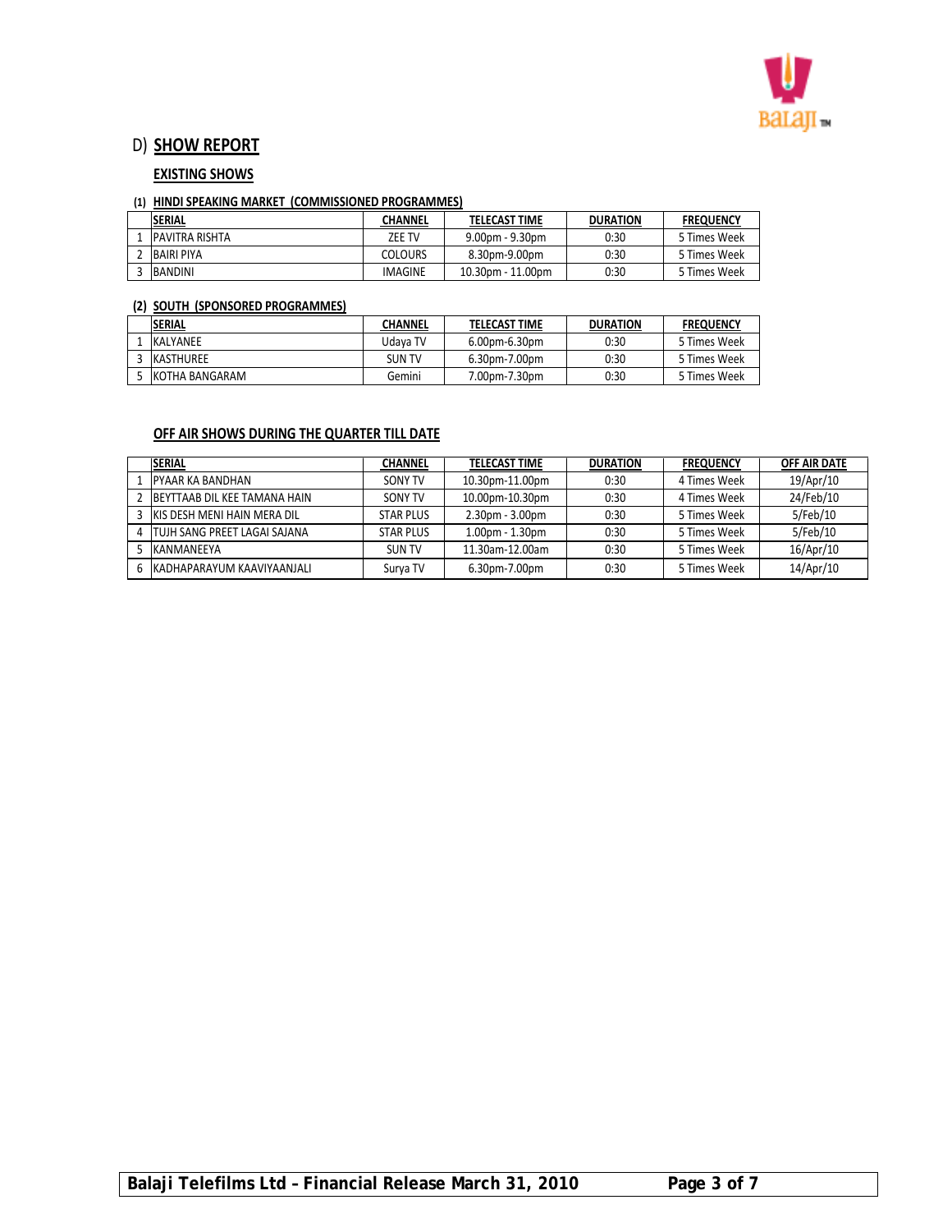## D) SHOW REPORT

### EXISTING SHOWS

**(1) HINDI SPEAKING MARKET (COMMISSIONED PROGRAMMES)**

| | SERIAL | CHANNEL | TELECAST TIME | DURATION | FREQUENCY |
|---|---|---|---|---|---|
| 1 | PAVITRA RISHTA | ZEE TV | 9.00pm - 9.30pm | 0:30 | 5 Times Week |
| 2 | BAIRI PIYA | COLOURS | 8.30pm-9.00pm | 0:30 | 5 Times Week |
| 3 | BANDINI | IMAGINE | 10.30pm - 11.00pm | 0:30 | 5 Times Week |

**(2) SOUTH (SPONSORED PROGRAMMES)**

| | SERIAL | CHANNEL | TELECAST TIME | DURATION | FREQUENCY |
|---|---|---|---|---|---|
| 1 | KALYANEE | Udaya TV | 6.00pm-6.30pm | 0:30 | 5 Times Week |
| 3 | KASTHUREE | SUN TV | 6.30pm-7.00pm | 0:30 | 5 Times Week |
| 5 | KOTHA BANGARAM | Gemini | 7.00pm-7.30pm | 0:30 | 5 Times Week |

### OFF AIR SHOWS DURING THE QUARTER TILL DATE

| | SERIAL | CHANNEL | TELECAST TIME | DURATION | FREQUENCY | OFF AIR DATE |
|---|---|---|---|---|---|---|
| 1 | PYAAR KA BANDHAN | SONY TV | 10.30pm-11.00pm | 0:30 | 4 Times Week | 19/Apr/10 |
| 2 | BEYTTAAB DIL KEE TAMANA HAIN | SONY TV | 10.00pm-10.30pm | 0:30 | 4 Times Week | 24/Feb/10 |
| 3 | KIS DESH MENI HAIN MERA DIL | STAR PLUS | 2.30pm - 3.00pm | 0:30 | 5 Times Week | 5/Feb/10 |
| 4 | TUJH SANG PREET LAGAI SAJANA | STAR PLUS | 1.00pm - 1.30pm | 0:30 | 5 Times Week | 5/Feb/10 |
| 5 | KANMANEEYA | SUN TV | 11.30am-12.00am | 0:30 | 5 Times Week | 16/Apr/10 |
| 6 | KADHAPARAYUM KAAVIYAANJALI | Surya TV | 6.30pm-7.00pm | 0:30 | 5 Times Week | 14/Apr/10 |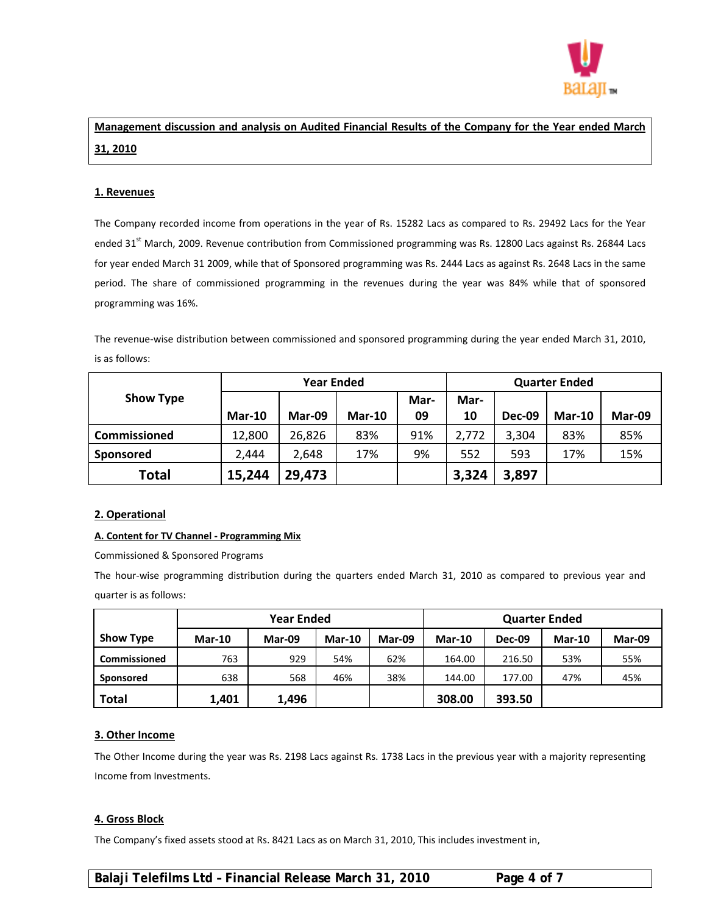**Management discussion and analysis on Audited Financial Results of the Company for the Year ended March 31, 2010**

## 1. Revenues

The Company recorded income from operations in the year of Rs. 15282 Lacs as compared to Rs. 29492 Lacs for the Year ended 31st March, 2009. Revenue contribution from Commissioned programming was Rs. 12800 Lacs against Rs. 26844 Lacs for year ended March 31 2009, while that of Sponsored programming was Rs. 2444 Lacs as against Rs. 2648 Lacs in the same period. The share of commissioned programming in the revenues during the year was 84% while that of sponsored programming was 16%.

The revenue-wise distribution between commissioned and sponsored programming during the year ended March 31, 2010, is as follows:

| Show Type | Year Ended | | | | Quarter Ended | | | |
|---|---|---|---|---|---|---|---|---|
| | Mar-10 | Mar-09 | Mar-10 | Mar-09 | Mar-10 | Dec-09 | Mar-10 | Mar-09 |
| Commissioned | 12,800 | 26,826 | 83% | 91% | 2,772 | 3,304 | 83% | 85% |
| Sponsored | 2,444 | 2,648 | 17% | 9% | 552 | 593 | 17% | 15% |
| **Total** | **15,244** | **29,473** | | | **3,324** | **3,897** | | |

## 2. Operational

### A. Content for TV Channel - Programming Mix

Commissioned & Sponsored Programs

The hour-wise programming distribution during the quarters ended March 31, 2010 as compared to previous year and quarter is as follows:

| Show Type | Year Ended | | | | Quarter Ended | | | |
|---|---|---|---|---|---|---|---|---|
| | Mar-10 | Mar-09 | Mar-10 | Mar-09 | Mar-10 | Dec-09 | Mar-10 | Mar-09 |
| Commissioned | 763 | 929 | 54% | 62% | 164.00 | 216.50 | 53% | 55% |
| Sponsored | 638 | 568 | 46% | 38% | 144.00 | 177.00 | 47% | 45% |
| **Total** | **1,401** | **1,496** | | | **308.00** | **393.50** | | |

## 3. Other Income

The Other Income during the year was Rs. 2198 Lacs against Rs. 1738 Lacs in the previous year with a majority representing Income from Investments.

## 4. Gross Block

The Company's fixed assets stood at Rs. 8421 Lacs as on March 31, 2010, This includes investment in,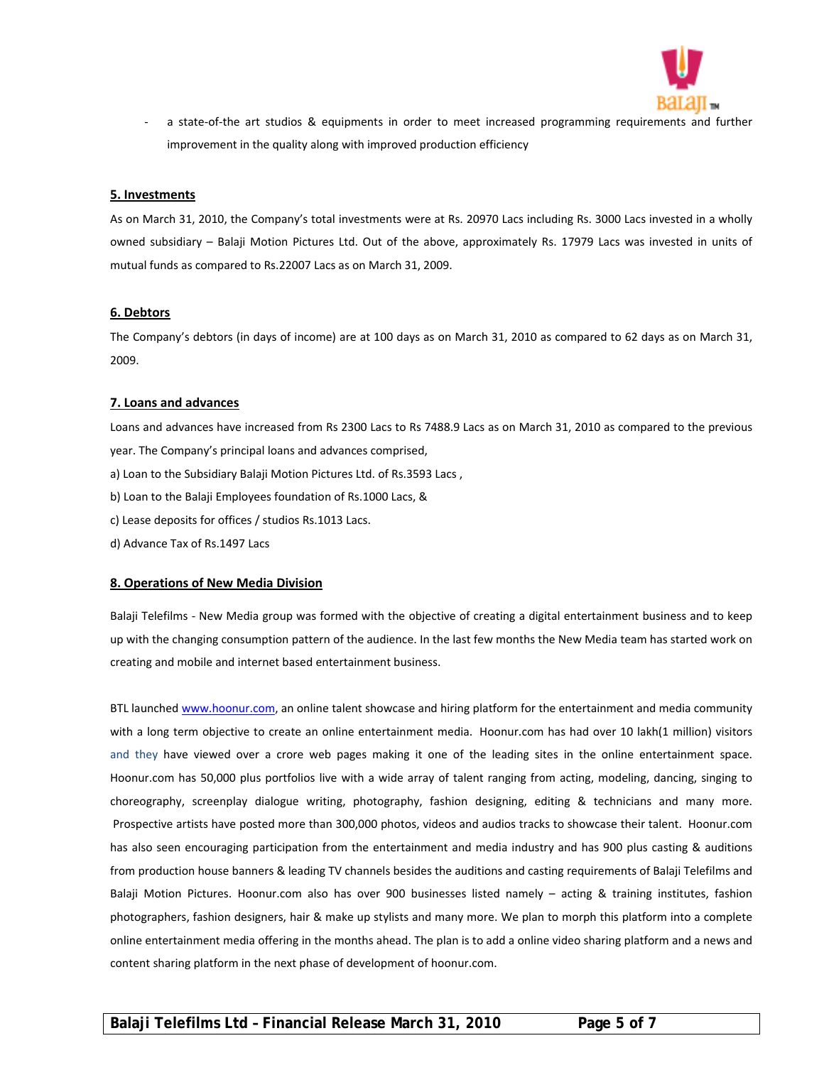- a state-of-the art studios & equipments in order to meet increased programming requirements and further improvement in the quality along with improved production efficiency

**5. Investments**

As on March 31, 2010, the Company's total investments were at Rs. 20970 Lacs including Rs. 3000 Lacs invested in a wholly owned subsidiary – Balaji Motion Pictures Ltd. Out of the above, approximately Rs. 17979 Lacs was invested in units of mutual funds as compared to Rs.22007 Lacs as on March 31, 2009.

**6. Debtors**

The Company's debtors (in days of income) are at 100 days as on March 31, 2010 as compared to 62 days as on March 31, 2009.

**7. Loans and advances**

Loans and advances have increased from Rs 2300 Lacs to Rs 7488.9 Lacs as on March 31, 2010 as compared to the previous year. The Company's principal loans and advances comprised,

a) Loan to the Subsidiary Balaji Motion Pictures Ltd. of Rs.3593 Lacs ,

b) Loan to the Balaji Employees foundation of Rs.1000 Lacs, &

c) Lease deposits for offices / studios Rs.1013 Lacs.

d) Advance Tax of Rs.1497 Lacs

**8. Operations of New Media Division**

Balaji Telefilms - New Media group was formed with the objective of creating a digital entertainment business and to keep up with the changing consumption pattern of the audience. In the last few months the New Media team has started work on creating and mobile and internet based entertainment business.

BTL launched www.hoonur.com, an online talent showcase and hiring platform for the entertainment and media community with a long term objective to create an online entertainment media. Hoonur.com has had over 10 lakh(1 million) visitors and they have viewed over a crore web pages making it one of the leading sites in the online entertainment space. Hoonur.com has 50,000 plus portfolios live with a wide array of talent ranging from acting, modeling, dancing, singing to choreography, screenplay dialogue writing, photography, fashion designing, editing & technicians and many more. Prospective artists have posted more than 300,000 photos, videos and audios tracks to showcase their talent. Hoonur.com has also seen encouraging participation from the entertainment and media industry and has 900 plus casting & auditions from production house banners & leading TV channels besides the auditions and casting requirements of Balaji Telefilms and Balaji Motion Pictures. Hoonur.com also has over 900 businesses listed namely – acting & training institutes, fashion photographers, fashion designers, hair & make up stylists and many more. We plan to morph this platform into a complete online entertainment media offering in the months ahead. The plan is to add a online video sharing platform and a news and content sharing platform in the next phase of development of hoonur.com.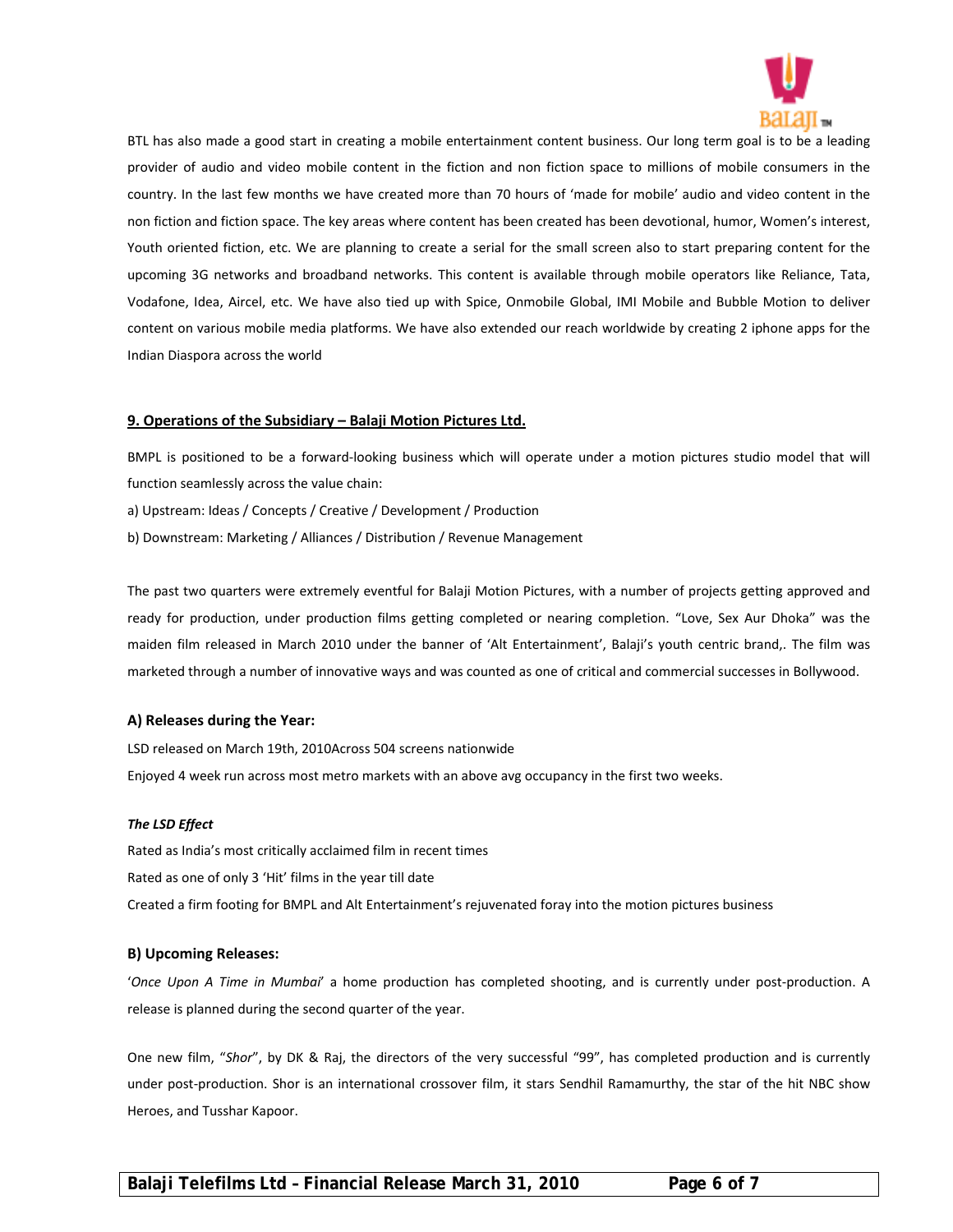BTL has also made a good start in creating a mobile entertainment content business. Our long term goal is to be a leading provider of audio and video mobile content in the fiction and non fiction space to millions of mobile consumers in the country. In the last few months we have created more than 70 hours of 'made for mobile' audio and video content in the non fiction and fiction space. The key areas where content has been created has been devotional, humor, Women's interest, Youth oriented fiction, etc. We are planning to create a serial for the small screen also to start preparing content for the upcoming 3G networks and broadband networks. This content is available through mobile operators like Reliance, Tata, Vodafone, Idea, Aircel, etc. We have also tied up with Spice, Onmobile Global, IMI Mobile and Bubble Motion to deliver content on various mobile media platforms. We have also extended our reach worldwide by creating 2 iphone apps for the Indian Diaspora across the world

## 9. Operations of the Subsidiary – Balaji Motion Pictures Ltd.

BMPL is positioned to be a forward-looking business which will operate under a motion pictures studio model that will function seamlessly across the value chain:

a) Upstream: Ideas / Concepts / Creative / Development / Production

b) Downstream: Marketing / Alliances / Distribution / Revenue Management

The past two quarters were extremely eventful for Balaji Motion Pictures, with a number of projects getting approved and ready for production, under production films getting completed or nearing completion. "Love, Sex Aur Dhoka" was the maiden film released in March 2010 under the banner of 'Alt Entertainment', Balaji's youth centric brand,. The film was marketed through a number of innovative ways and was counted as one of critical and commercial successes in Bollywood.

### A) Releases during the Year:

LSD released on March 19th, 2010Across 504 screens nationwide

Enjoyed 4 week run across most metro markets with an above avg occupancy in the first two weeks.

***The LSD Effect***

Rated as India's most critically acclaimed film in recent times

Rated as one of only 3 'Hit' films in the year till date

Created a firm footing for BMPL and Alt Entertainment's rejuvenated foray into the motion pictures business

### B) Upcoming Releases:

'*Once Upon A Time in Mumbai*' a home production has completed shooting, and is currently under post-production. A release is planned during the second quarter of the year.

One new film, "*Shor*", by DK & Raj, the directors of the very successful "99", has completed production and is currently under post-production. Shor is an international crossover film, it stars Sendhil Ramamurthy, the star of the hit NBC show Heroes, and Tusshar Kapoor.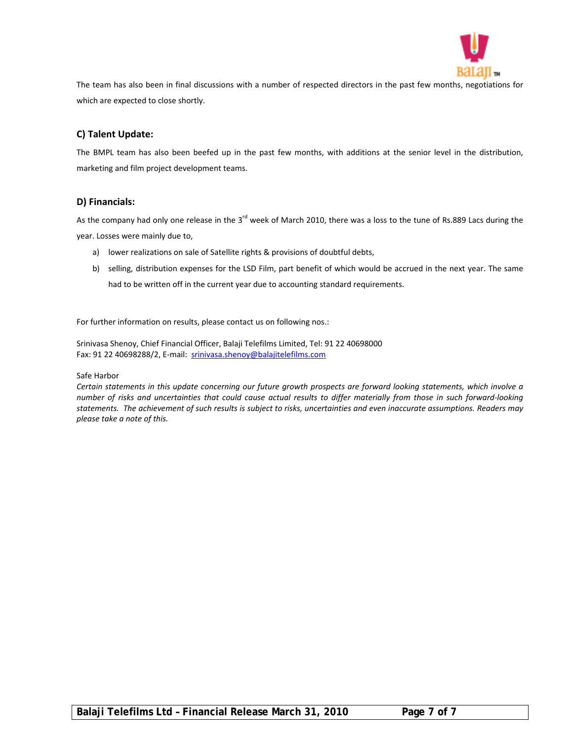The team has also been in final discussions with a number of respected directors in the past few months, negotiations for which are expected to close shortly.

### C) Talent Update:

The BMPL team has also been beefed up in the past few months, with additions at the senior level in the distribution, marketing and film project development teams.

### D) Financials:

As the company had only one release in the 3rd week of March 2010, there was a loss to the tune of Rs.889 Lacs during the year. Losses were mainly due to,

a) lower realizations on sale of Satellite rights & provisions of doubtful debts,

b) selling, distribution expenses for the LSD Film, part benefit of which would be accrued in the next year. The same had to be written off in the current year due to accounting standard requirements.

For further information on results, please contact us on following nos.:

Srinivasa Shenoy, Chief Financial Officer, Balaji Telefilms Limited, Tel: 91 22 40698000
Fax: 91 22 40698288/2, E-mail: srinivasa.shenoy@balajitelefilms.com

Safe Harbor

*Certain statements in this update concerning our future growth prospects are forward looking statements, which involve a number of risks and uncertainties that could cause actual results to differ materially from those in such forward-looking statements. The achievement of such results is subject to risks, uncertainties and even inaccurate assumptions. Readers may please take a note of this.*